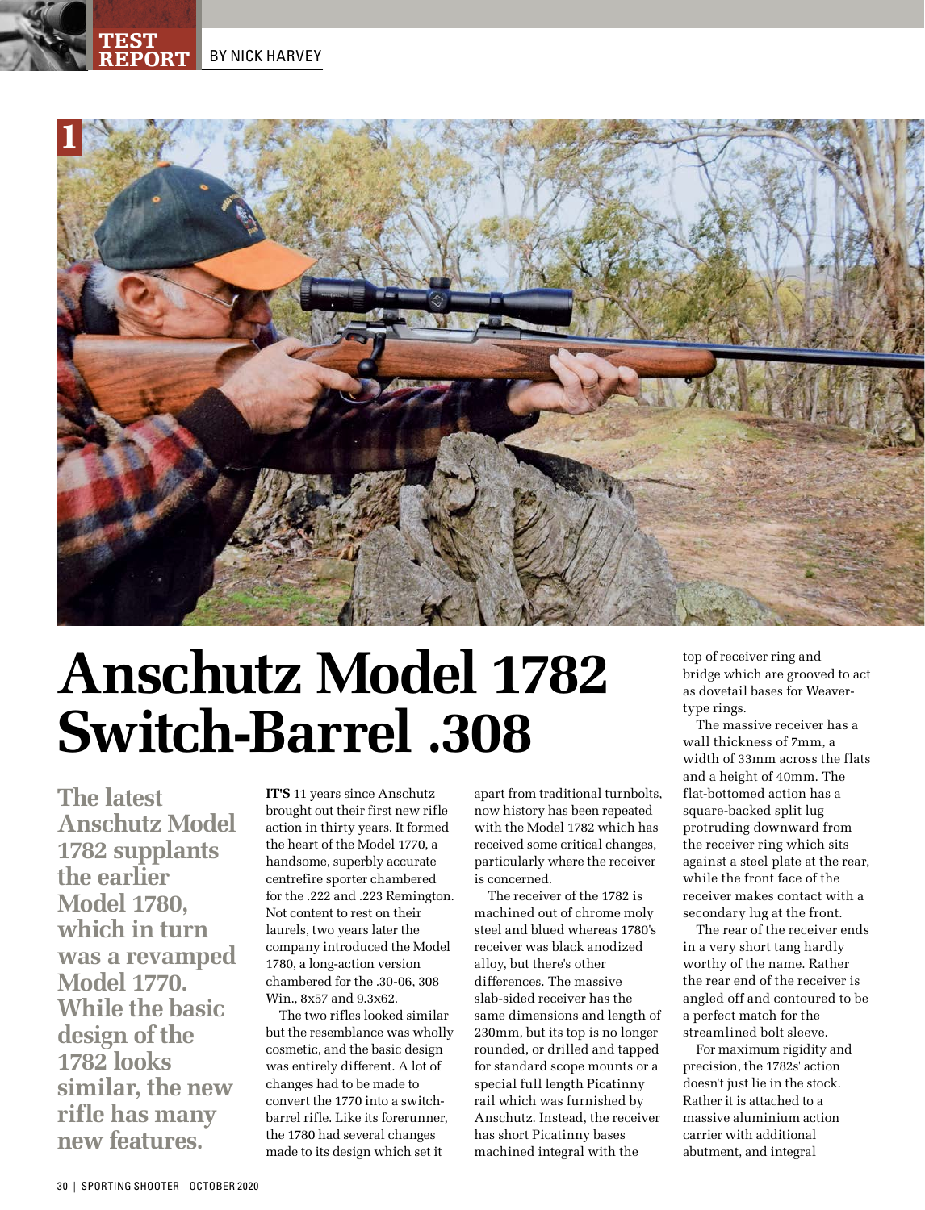TEST REPORT BY NICK HARVEY

# Anschutz Model 1782 Switch-Barrel .308

**The latest Anschutz Model 1782 supplants the earlier Model 1780, which in turn was a revamped Model 1770. While the basic design of the 1782 looks similar, the new rifle has many new features.**

**IT'S** 11 years since Anschutz brought out their first new rifle action in thirty years. It formed the heart of the Model 1770, a handsome, superbly accurate centrefire sporter chambered for the .222 and .223 Remington. Not content to rest on their laurels, two years later the company introduced the Model 1780, a long-action version chambered for the .30-06, 308 Win., 8x57 and 9.3x62.

The two rifles looked similar but the resemblance was wholly cosmetic, and the basic design was entirely different. A lot of changes had to be made to convert the 1770 into a switch-barrel rifle. Like its forerunner, the 1780 had several changes made to its design which set it apart from traditional turnbolts, now history has been repeated with the Model 1782 which has received some critical changes, particularly where the receiver is concerned.

The receiver of the 1782 is machined out of chrome moly steel and blued whereas 1780's receiver was black anodized alloy, but there's other differences. The massive slab-sided receiver has the same dimensions and length of 230mm, but its top is no longer rounded, or drilled and tapped for standard scope mounts or a special full length Picatinny rail which was furnished by Anschutz. Instead, the receiver has short Picatinny bases machined integral with the top of receiver ring and bridge which are grooved to act as dovetail bases for Weaver-type rings.

The massive receiver has a wall thickness of 7mm, a width of 33mm across the flats and a height of 40mm. The flat-bottomed action has a square-backed split lug protruding downward from the receiver ring which sits against a steel plate at the rear, while the front face of the receiver makes contact with a secondary lug at the front.

The rear of the receiver ends in a very short tang hardly worthy of the name. Rather the rear end of the receiver is angled off and contoured to be a perfect match for the streamlined bolt sleeve.

For maximum rigidity and precision, the 1782s' action doesn't just lie in the stock. Rather it is attached to a massive aluminium action carrier with additional abutment, and integral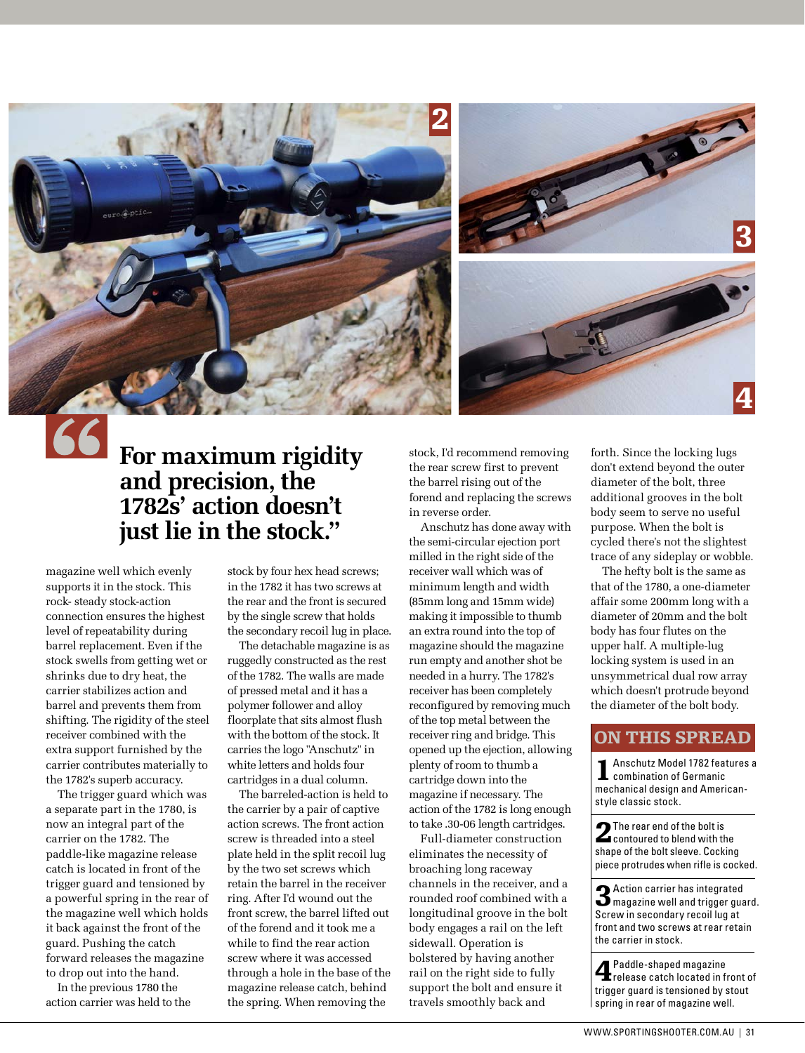> **For maximum rigidity and precision, the 1782s' action doesn't just lie in the stock."**

magazine well which evenly supports it in the stock. This rock- steady stock-action connection ensures the highest level of repeatability during barrel replacement. Even if the stock swells from getting wet or shrinks due to dry heat, the carrier stabilizes action and barrel and prevents them from shifting. The rigidity of the steel receiver combined with the extra support furnished by the carrier contributes materially to the 1782's superb accuracy.

The trigger guard which was a separate part in the 1780, is now an integral part of the carrier on the 1782. The paddle-like magazine release catch is located in front of the trigger guard and tensioned by a powerful spring in the rear of the magazine well which holds it back against the front of the guard. Pushing the catch forward releases the magazine to drop out into the hand.

In the previous 1780 the action carrier was held to the stock by four hex head screws; in the 1782 it has two screws at the rear and the front is secured by the single screw that holds the secondary recoil lug in place.

The detachable magazine is as ruggedly constructed as the rest of the 1782. The walls are made of pressed metal and it has a polymer follower and alloy floorplate that sits almost flush with the bottom of the stock. It carries the logo "Anschutz" in white letters and holds four cartridges in a dual column.

The barreled-action is held to the carrier by a pair of captive action screws. The front action screw is threaded into a steel plate held in the split recoil lug by the two set screws which retain the barrel in the receiver ring. After I'd wound out the front screw, the barrel lifted out of the forend and it took me a while to find the rear action screw where it was accessed through a hole in the base of the magazine release catch, behind the spring. When removing the stock, I'd recommend removing the rear screw first to prevent the barrel rising out of the forend and replacing the screws in reverse order.

Anschutz has done away with the semi-circular ejection port milled in the right side of the receiver wall which was of minimum length and width (85mm long and 15mm wide) making it impossible to thumb an extra round into the top of magazine should the magazine run empty and another shot be needed in a hurry. The 1782's receiver has been completely reconfigured by removing much of the top metal between the receiver ring and bridge. This opened up the ejection, allowing plenty of room to thumb a cartridge down into the magazine if necessary. The action of the 1782 is long enough to take .30-06 length cartridges.

Full-diameter construction eliminates the necessity of broaching long raceway channels in the receiver, and a rounded roof combined with a longitudinal groove in the bolt body engages a rail on the left sidewall. Operation is bolstered by having another rail on the right side to fully support the bolt and ensure it travels smoothly back and forth. Since the locking lugs don't extend beyond the outer diameter of the bolt, three additional grooves in the bolt body seem to serve no useful purpose. When the bolt is cycled there's not the slightest trace of any sideplay or wobble.

The hefty bolt is the same as that of the 1780, a one-diameter affair some 200mm long with a diameter of 20mm and the bolt body has four flutes on the upper half. A multiple-lug locking system is used in an unsymmetrical dual row array which doesn't protrude beyond the diameter of the bolt body.

## ON THIS SPREAD

**1** Anschutz Model 1782 features a combination of Germanic mechanical design and American-style classic stock.

**2** The rear end of the bolt is contoured to blend with the shape of the bolt sleeve. Cocking piece protrudes when rifle is cocked.

**3** Action carrier has integrated magazine well and trigger guard. Screw in secondary recoil lug at front and two screws at rear retain the carrier in stock.

**4** Paddle-shaped magazine release catch located in front of trigger guard is tensioned by stout spring in rear of magazine well.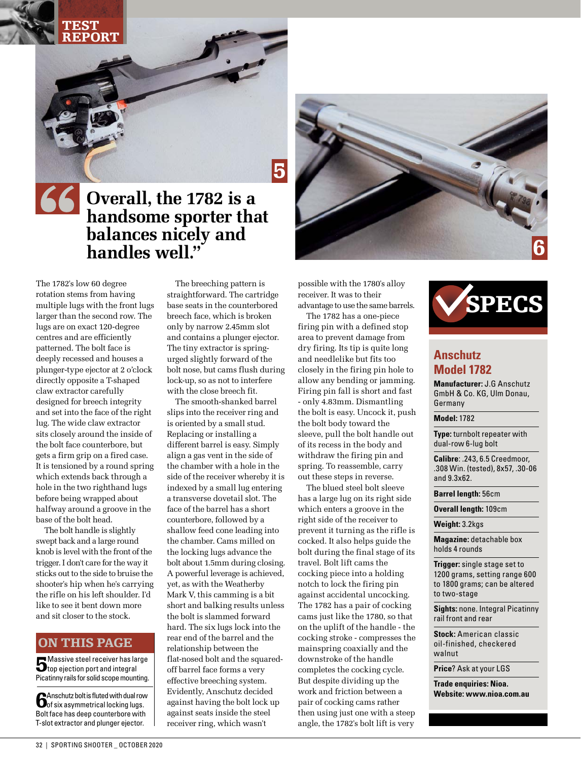> **"Overall, the 1782 is a handsome sporter that balances nicely and handles well."**

The 1782's low 60 degree rotation stems from having multiple lugs with the front lugs larger than the second row. The lugs are on exact 120-degree centres and are efficiently patterned. The bolt face is deeply recessed and houses a plunger-type ejector at 2 o'clock directly opposite a T-shaped claw extractor carefully designed for breech integrity and set into the face of the right lug. The wide claw extractor sits closely around the inside of the bolt face counterbore, but gets a firm grip on a fired case. It is tensioned by a round spring which extends back through a hole in the two righthand lugs before being wrapped about halfway around a groove in the base of the bolt head.

The bolt handle is slightly swept back and a large round knob is level with the front of the trigger. I don't care for the way it sticks out to the side to bruise the shooter's hip when he's carrying the rifle on his left shoulder. I'd like to see it bent down more and sit closer to the stock.

The breeching pattern is straightforward. The cartridge base seats in the counterbored breech face, which is broken only by narrow 2.45mm slot and contains a plunger ejector. The tiny extractor is spring-urged slightly forward of the bolt nose, but cams flush during lock-up, so as not to interfere with the close breech fit.

The smooth-shanked barrel slips into the receiver ring and is oriented by a small stud. Replacing or installing a different barrel is easy. Simply align a gas vent in the side of the chamber with a hole in the side of the receiver whereby it is indexed by a small lug entering a transverse dovetail slot. The face of the barrel has a short counterbore, followed by a shallow feed cone leading into the chamber. Cams milled on the locking lugs advance the bolt about 1.5mm during closing. A powerful leverage is achieved, yet, as with the Weatherby Mark V, this camming is a bit short and balking results unless the bolt is slammed forward hard. The six lugs lock into the rear end of the barrel and the relationship between the flat-nosed bolt and the squared-off barrel face forms a very effective breeching system. Evidently, Anschutz decided against having the bolt lock up against seats inside the steel receiver ring, which wasn't possible with the 1780's alloy receiver. It was to their advantage to use the same barrels.

The 1782 has a one-piece firing pin with a defined stop area to prevent damage from dry firing. Its tip is quite long and needlelike but fits too closely in the firing pin hole to allow any bending or jamming. Firing pin fall is short and fast - only 4.83mm. Dismantling the bolt is easy. Uncock it, push the bolt body toward the sleeve, pull the bolt handle out of its recess in the body and withdraw the firing pin and spring. To reassemble, carry out these steps in reverse.

The blued steel bolt sleeve has a large lug on its right side which enters a groove in the right side of the receiver to prevent it turning as the rifle is cocked. It also helps guide the bolt during the final stage of its travel. Bolt lift cams the cocking piece into a holding notch to lock the firing pin against accidental uncocking. The 1782 has a pair of cocking cams just like the 1780, so that on the uplift of the handle - the cocking stroke - compresses the mainspring coaxially and the downstroke of the handle completes the cocking cycle. But despite dividing up the work and friction between a pair of cocking cams rather then using just one with a steep angle, the 1782's bolt lift is very

## ON THIS PAGE

**5** Massive steel receiver has large top ejection port and integral Picatinny rails for solid scope mounting.

**6** Anschutz bolt is fluted with dual row of six asymmetrical locking lugs. Bolt face has deep counterbore with T-slot extractor and plunger ejector.

## SPECS

### Anschutz Model 1782

**Manufacturer:** J.G Anschutz GmbH & Co. KG, Ulm Donau, Germany

**Model:** 1782

**Type:** turnbolt repeater with dual-row 6-lug bolt

**Calibre**: .243, 6.5 Creedmoor, .308 Win. (tested), 8x57, .30-06 and 9.3x62.

**Barrel length:** 56cm

**Overall length:** 109cm

**Weight:** 3.2kgs

**Magazine:** detachable box holds 4 rounds

**Trigger:** single stage set to 1200 grams, setting range 600 to 1800 grams; can be altered to two-stage

**Sights:** none. Integral Picatinny rail front and rear

**Stock:** American classic oil-finished, checkered walnut

**Price**? Ask at your LGS

**Trade enquiries: Nioa. Website: www.nioa.com.au**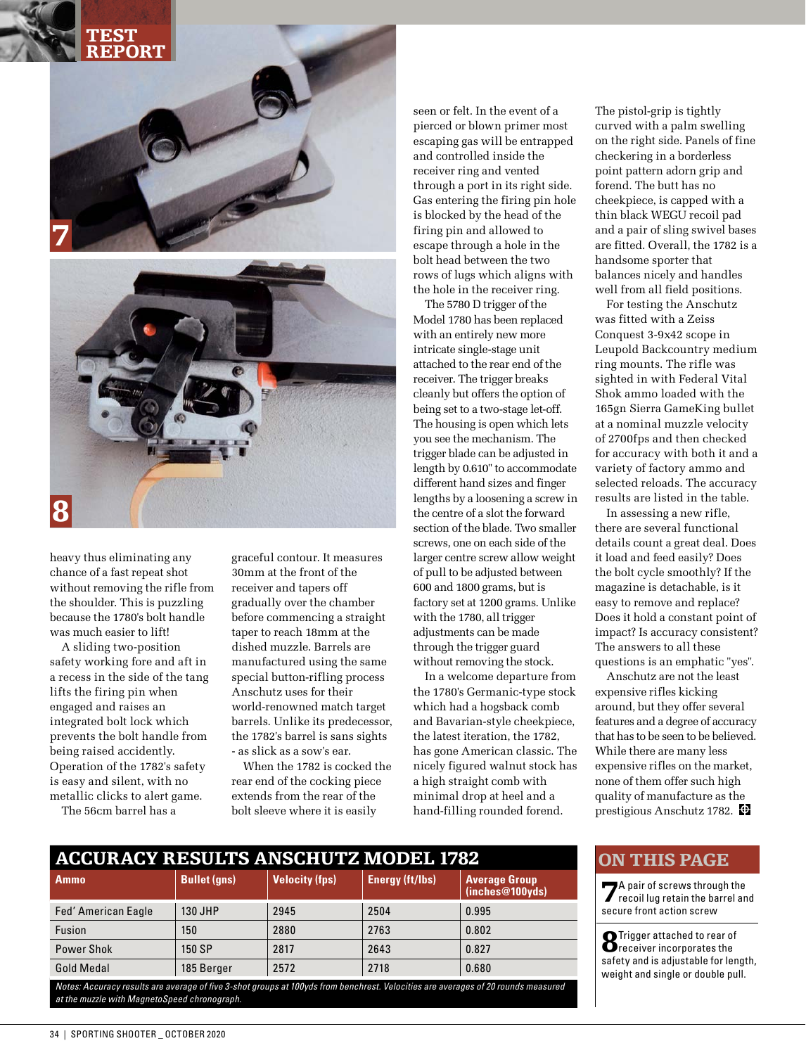heavy thus eliminating any chance of a fast repeat shot without removing the rifle from the shoulder. This is puzzling because the 1780's bolt handle was much easier to lift!

A sliding two-position safety working fore and aft in a recess in the side of the tang lifts the firing pin when engaged and raises an integrated bolt lock which prevents the bolt handle from being raised accidently. Operation of the 1782's safety is easy and silent, with no metallic clicks to alert game.

The 56cm barrel has a graceful contour. It measures 30mm at the front of the receiver and tapers off gradually over the chamber before commencing a straight taper to reach 18mm at the dished muzzle. Barrels are manufactured using the same special button-rifling process Anschutz uses for their world-renowned match target barrels. Unlike its predecessor, the 1782's barrel is sans sights - as slick as a sow's ear.

When the 1782 is cocked the rear end of the cocking piece extends from the rear of the bolt sleeve where it is easily seen or felt. In the event of a pierced or blown primer most escaping gas will be entrapped and controlled inside the receiver ring and vented through a port in its right side. Gas entering the firing pin hole is blocked by the head of the firing pin and allowed to escape through a hole in the bolt head between the two rows of lugs which aligns with the hole in the receiver ring.

The 5780 D trigger of the Model 1780 has been replaced with an entirely new more intricate single-stage unit attached to the rear end of the receiver. The trigger breaks cleanly but offers the option of being set to a two-stage let-off. The housing is open which lets you see the mechanism. The trigger blade can be adjusted in length by 0.610" to accommodate different hand sizes and finger lengths by a loosening a screw in the centre of a slot the forward section of the blade. Two smaller screws, one on each side of the larger centre screw allow weight of pull to be adjusted between 600 and 1800 grams, but is factory set at 1200 grams. Unlike with the 1780, all trigger adjustments can be made through the trigger guard without removing the stock.

In a welcome departure from the 1780's Germanic-style stock which had a hogsback comb and Bavarian-style cheekpiece, the latest iteration, the 1782, has gone American classic. The nicely figured walnut stock has a high straight comb with minimal drop at heel and a hand-filling rounded forend. The pistol-grip is tightly curved with a palm swelling on the right side. Panels of fine checkering in a borderless point pattern adorn grip and forend. The butt has no cheekpiece, is capped with a thin black WEGU recoil pad and a pair of sling swivel bases are fitted. Overall, the 1782 is a handsome sporter that balances nicely and handles well from all field positions.

For testing the Anschutz was fitted with a Zeiss Conquest 3-9x42 scope in Leupold Backcountry medium ring mounts. The rifle was sighted in with Federal Vital Shok ammo loaded with the 165gn Sierra GameKing bullet at a nominal muzzle velocity of 2700fps and then checked for accuracy with both it and a variety of factory ammo and selected reloads. The accuracy results are listed in the table.

In assessing a new rifle, there are several functional details count a great deal. Does it load and feed easily? Does the bolt cycle smoothly? If the magazine is detachable, is it easy to remove and replace? Does it hold a constant point of impact? Is accuracy consistent? The answers to all these questions is an emphatic "yes".

Anschutz are not the least expensive rifles kicking around, but they offer several features and a degree of accuracy that has to be seen to be believed. While there are many less expensive rifles on the market, none of them offer such high quality of manufacture as the prestigious Anschutz 1782.

## ACCURACY RESULTS ANSCHUTZ MODEL 1782

| Ammo | Bullet (gns) | Velocity (fps) | Energy (ft/lbs) | Average Group (inches@100yds) |
|---|---|---|---|---|
| Fed' American Eagle | 130 JHP | 2945 | 2504 | 0.995 |
| Fusion | 150 | 2880 | 2763 | 0.802 |
| Power Shok | 150 SP | 2817 | 2643 | 0.827 |
| Gold Medal | 185 Berger | 2572 | 2718 | 0.680 |

*Notes: Accuracy results are average of five 3-shot groups at 100yds from benchrest. Velocities are averages of 20 rounds measured at the muzzle with MagnetoSpeed chronograph.*

## ON THIS PAGE

**7** A pair of screws through the recoil lug retain the barrel and secure front action screw

**8** Trigger attached to rear of receiver incorporates the safety and is adjustable for length, weight and single or double pull.